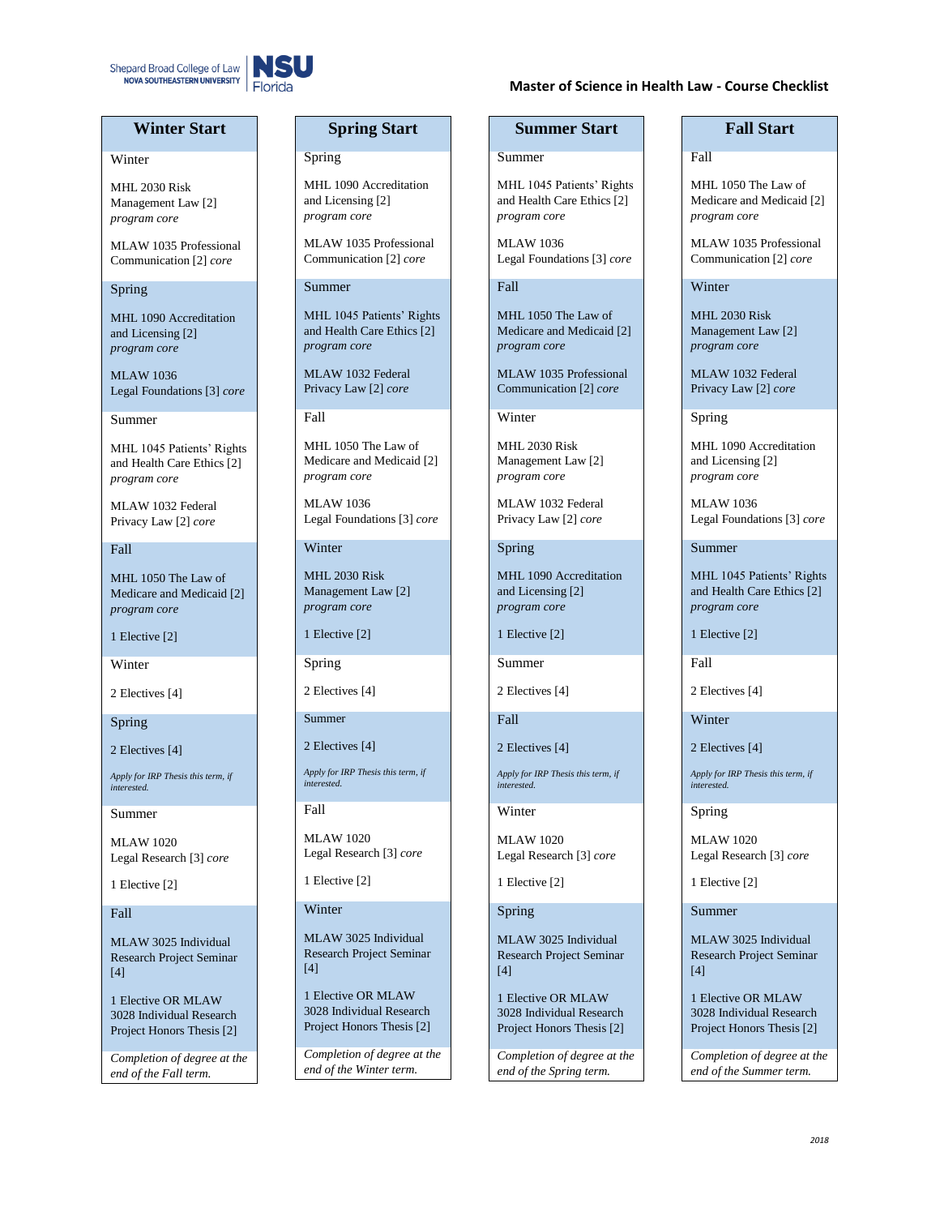Shepard Broad College of Law
NOVA SOUTHEASTERN UNIVERSITY
NSU Florida

# Master of Science in Health Law - Course Checklist

## Winter Start

**Winter**

MHL 2030 Risk Management Law [2] *program core*

MLAW 1035 Professional Communication [2] *core*

**Spring**

MHL 1090 Accreditation and Licensing [2] *program core*

MLAW 1036 Legal Foundations [3] *core*

**Summer**

MHL 1045 Patients' Rights and Health Care Ethics [2] *program core*

MLAW 1032 Federal Privacy Law [2] *core*

**Fall**

MHL 1050 The Law of Medicare and Medicaid [2] *program core*

1 Elective [2]

**Winter**

2 Electives [4]

**Spring**

2 Electives [4]

*Apply for IRP Thesis this term, if interested.*

**Summer**

MLAW 1020 Legal Research [3] *core*

1 Elective [2]

**Fall**

MLAW 3025 Individual Research Project Seminar [4]

1 Elective OR MLAW 3028 Individual Research Project Honors Thesis [2]

*Completion of degree at the end of the Fall term.*

## Spring Start

**Spring**

MHL 1090 Accreditation and Licensing [2] *program core*

MLAW 1035 Professional Communication [2] *core*

**Summer**

MHL 1045 Patients' Rights and Health Care Ethics [2] *program core*

MLAW 1032 Federal Privacy Law [2] *core*

**Fall**

MHL 1050 The Law of Medicare and Medicaid [2] *program core*

MLAW 1036 Legal Foundations [3] *core*

**Winter**

MHL 2030 Risk Management Law [2] *program core*

1 Elective [2]

**Spring**

2 Electives [4]

**Summer**

2 Electives [4]

*Apply for IRP Thesis this term, if interested.*

**Fall**

MLAW 1020 Legal Research [3] *core*

1 Elective [2]

**Winter**

MLAW 3025 Individual Research Project Seminar [4]

1 Elective OR MLAW 3028 Individual Research Project Honors Thesis [2]

*Completion of degree at the end of the Winter term.*

## Summer Start

**Summer**

MHL 1045 Patients' Rights and Health Care Ethics [2] *program core*

MLAW 1036 Legal Foundations [3] *core*

**Fall**

MHL 1050 The Law of Medicare and Medicaid [2] *program core*

MLAW 1035 Professional Communication [2] *core*

**Winter**

MHL 2030 Risk Management Law [2] *program core*

MLAW 1032 Federal Privacy Law [2] *core*

**Spring**

MHL 1090 Accreditation and Licensing [2] *program core*

1 Elective [2]

**Summer**

2 Electives [4]

**Fall**

2 Electives [4]

*Apply for IRP Thesis this term, if interested.*

**Winter**

MLAW 1020 Legal Research [3] *core*

1 Elective [2]

**Spring**

MLAW 3025 Individual Research Project Seminar [4]

1 Elective OR MLAW 3028 Individual Research Project Honors Thesis [2]

*Completion of degree at the end of the Spring term.*

## Fall Start

**Fall**

MHL 1050 The Law of Medicare and Medicaid [2] *program core*

MLAW 1035 Professional Communication [2] *core*

**Winter**

MHL 2030 Risk Management Law [2] *program core*

MLAW 1032 Federal Privacy Law [2] *core*

**Spring**

MHL 1090 Accreditation and Licensing [2] *program core*

MLAW 1036 Legal Foundations [3] *core*

**Summer**

MHL 1045 Patients' Rights and Health Care Ethics [2] *program core*

1 Elective [2]

**Fall**

2 Electives [4]

**Winter**

2 Electives [4]

*Apply for IRP Thesis this term, if interested.*

**Spring**

MLAW 1020 Legal Research [3] *core*

1 Elective [2]

**Summer**

MLAW 3025 Individual Research Project Seminar [4]

1 Elective OR MLAW 3028 Individual Research Project Honors Thesis [2]

*Completion of degree at the end of the Summer term.*

*2018*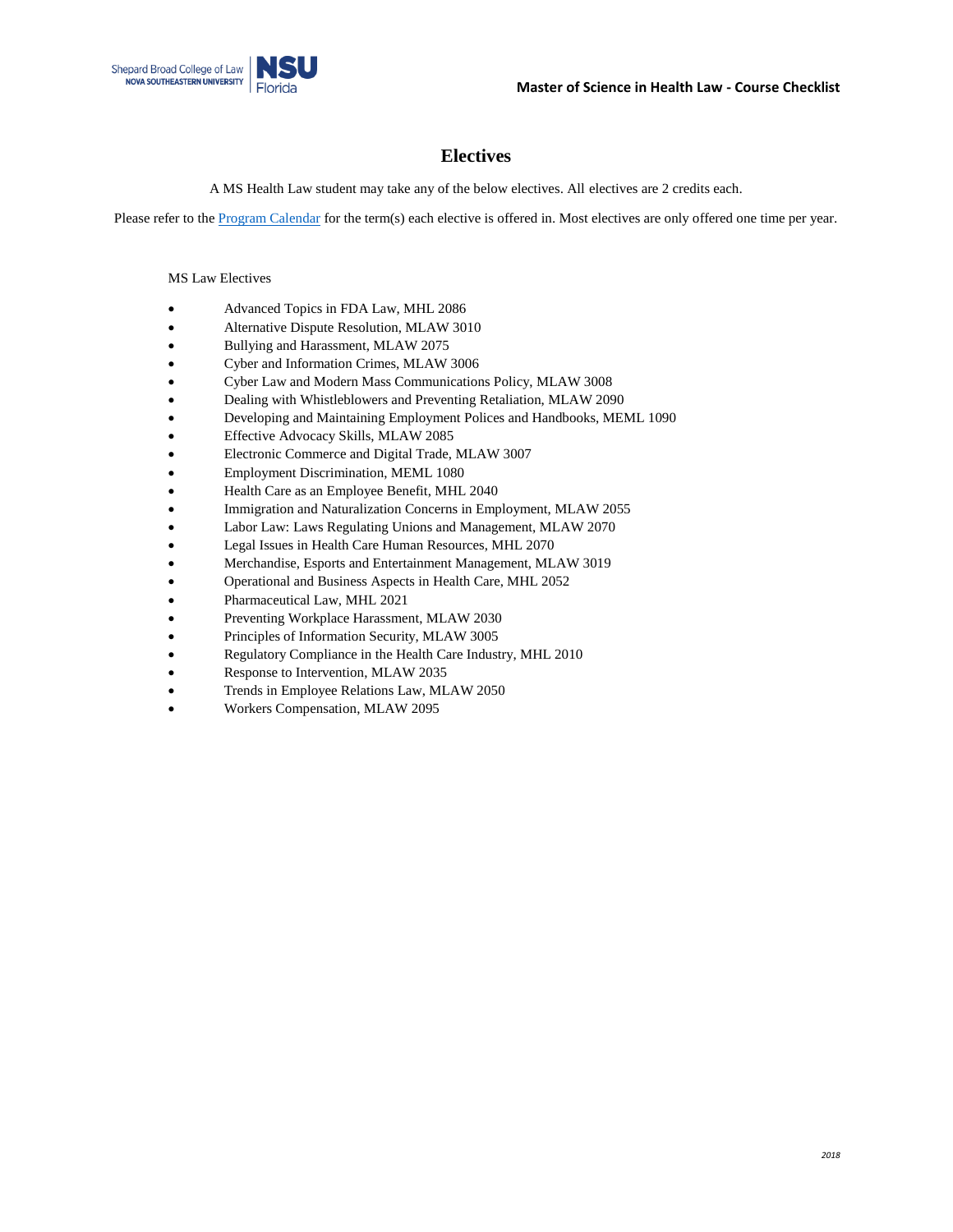# Electives

A MS Health Law student may take any of the below electives. All electives are 2 credits each.

Please refer to the Program Calendar for the term(s) each elective is offered in. Most electives are only offered one time per year.

MS Law Electives

- Advanced Topics in FDA Law, MHL 2086
- Alternative Dispute Resolution, MLAW 3010
- Bullying and Harassment, MLAW 2075
- Cyber and Information Crimes, MLAW 3006
- Cyber Law and Modern Mass Communications Policy, MLAW 3008
- Dealing with Whistleblowers and Preventing Retaliation, MLAW 2090
- Developing and Maintaining Employment Polices and Handbooks, MEML 1090
- Effective Advocacy Skills, MLAW 2085
- Electronic Commerce and Digital Trade, MLAW 3007
- Employment Discrimination, MEML 1080
- Health Care as an Employee Benefit, MHL 2040
- Immigration and Naturalization Concerns in Employment, MLAW 2055
- Labor Law: Laws Regulating Unions and Management, MLAW 2070
- Legal Issues in Health Care Human Resources, MHL 2070
- Merchandise, Esports and Entertainment Management, MLAW 3019
- Operational and Business Aspects in Health Care, MHL 2052
- Pharmaceutical Law, MHL 2021
- Preventing Workplace Harassment, MLAW 2030
- Principles of Information Security, MLAW 3005
- Regulatory Compliance in the Health Care Industry, MHL 2010
- Response to Intervention, MLAW 2035
- Trends in Employee Relations Law, MLAW 2050
- Workers Compensation, MLAW 2095